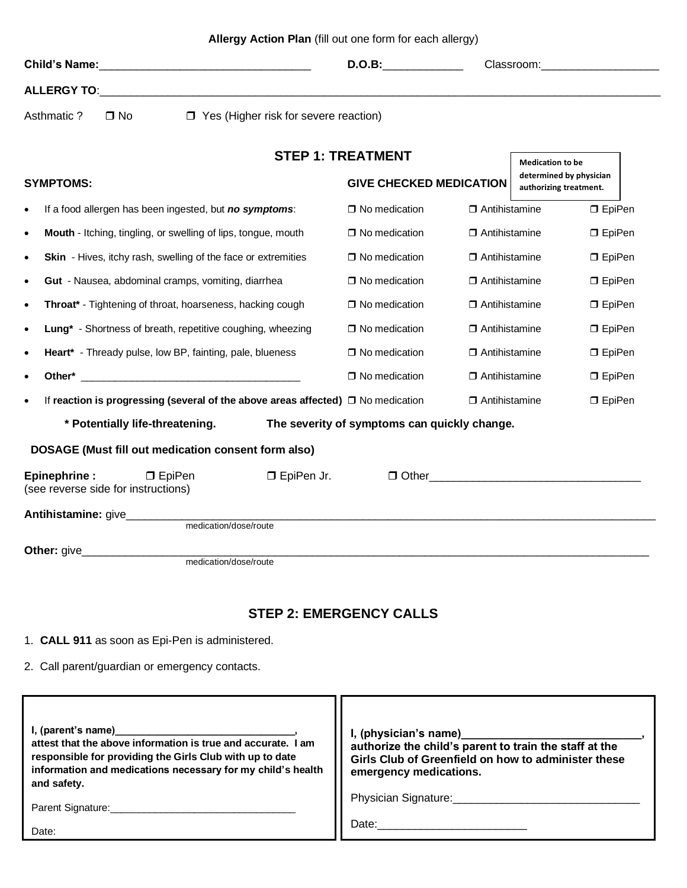**Allergy Action Plan** (fill out one form for each allergy)

**Child's Name:**_________________________________ **D.O.B:**____________ Classroom:__________________

**ALLERGY TO**:_____________________________________________________________________________________________

Asthmatic ? ❐ No ❐ Yes (Higher risk for severe reaction)

## STEP 1: TREATMENT

| SYMPTOMS: | GIVE CHECKED MEDICATION | **Medication to be determined by physician authorizing treatment.** | |
|---|---|---|---|
| • If a food allergen has been ingested, but ***no symptoms***: | ❐ No medication | ❐ Antihistamine | ❐ EpiPen |
| • **Mouth** - Itching, tingling, or swelling of lips, tongue, mouth | ❐ No medication | ❐ Antihistamine | ❐ EpiPen |
| • **Skin** - Hives, itchy rash, swelling of the face or extremities | ❐ No medication | ❐ Antihistamine | ❐ EpiPen |
| • **Gut** - Nausea, abdominal cramps, vomiting, diarrhea | ❐ No medication | ❐ Antihistamine | ❐ EpiPen |
| • **Throat*** - Tightening of throat, hoarseness, hacking cough | ❐ No medication | ❐ Antihistamine | ❐ EpiPen |
| • **Lung*** - Shortness of breath, repetitive coughing, wheezing | ❐ No medication | ❐ Antihistamine | ❐ EpiPen |
| • **Heart*** - Thready pulse, low BP, fainting, pale, blueness | ❐ No medication | ❐ Antihistamine | ❐ EpiPen |
| • **Other*** _____________________________________ | ❐ No medication | ❐ Antihistamine | ❐ EpiPen |
| • If **reaction is progressing (several of the above areas affected)** | ❐ No medication | ❐ Antihistamine | ❐ EpiPen |

**\* Potentially life-threatening.** **The severity of symptoms can quickly change.**

**DOSAGE (Must fill out medication consent form also)**

**Epinephrine :** ❐ EpiPen ❐ EpiPen Jr. ❐ Other_________________________________
(see reverse side for instructions)

**Antihistamine:** give_________________________________________________________________________________
medication/dose/route

**Other:** give_______________________________________________________________________________________
medication/dose/route

## STEP 2: EMERGENCY CALLS

1. **CALL 911** as soon as Epi-Pen is administered.
2. Call parent/guardian or emergency contacts.

**I, (parent's name)______________________________, attest that the above information is true and accurate. I am responsible for providing the Girls Club with up to date information and medications necessary for my child's health and safety.**

Parent Signature:_______________________________

Date:

**I, (physician's name)____________________________, authorize the child's parent to train the staff at the Girls Club of Greenfield on how to administer these emergency medications.**

Physician Signature:_____________________________

Date:_______________________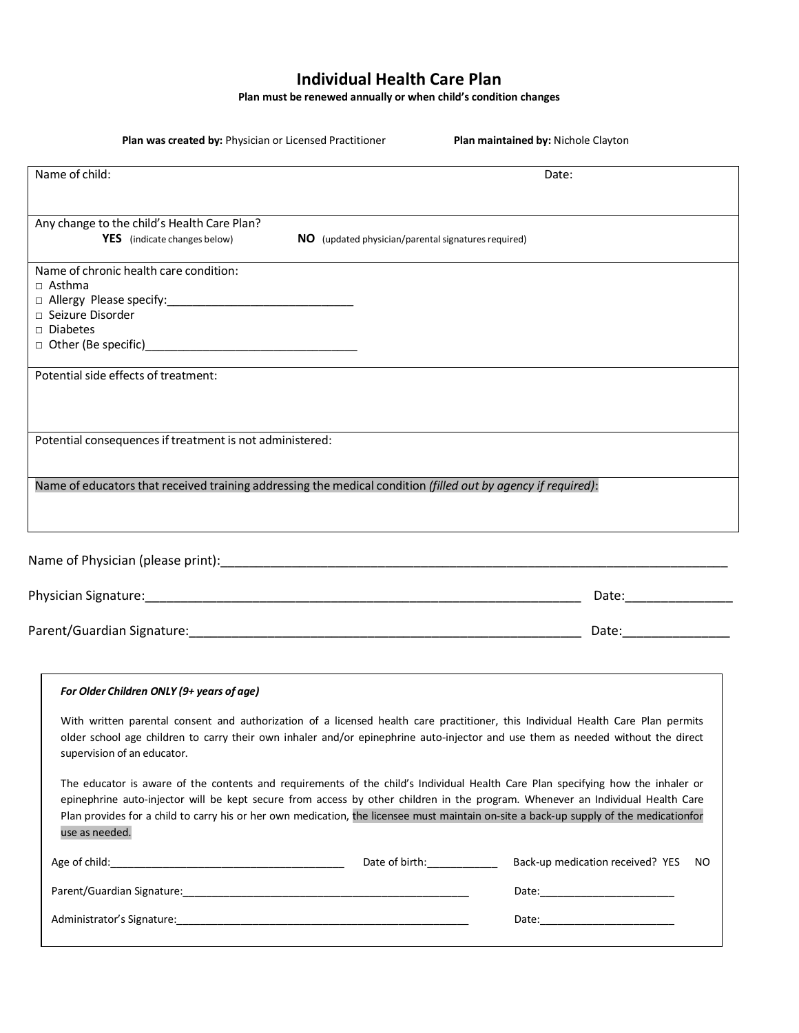# Individual Health Care Plan

**Plan must be renewed annually or when child's condition changes**

**Plan was created by:** Physician or Licensed Practitioner **Plan maintained by:** Nichole Clayton

| | |
|---|---|
| Name of child: | Date: |
| Any change to the child's Health Care Plan?<br>**YES** (indicate changes below) **NO** (updated physician/parental signatures required) | |
| Name of chronic health care condition:<br>□ Asthma<br>□ Allergy Please specify:_____________________________<br>□ Seizure Disorder<br>□ Diabetes<br>□ Other (Be specific)_________________________________ | |
| Potential side effects of treatment: | |
| Potential consequences if treatment is not administered: | |
| Name of educators that received training addressing the medical condition *(filled out by agency if required)*: | |

Name of Physician (please print):___________________________________________________________________________

Physician Signature:_________________________________________________________________ Date:_______________

Parent/Guardian Signature:___________________________________________________________ Date:_______________

***For Older Children ONLY (9+ years of age)***

With written parental consent and authorization of a licensed health care practitioner, this Individual Health Care Plan permits older school age children to carry their own inhaler and/or epinephrine auto-injector and use them as needed without the direct supervision of an educator.

The educator is aware of the contents and requirements of the child's Individual Health Care Plan specifying how the inhaler or epinephrine auto-injector will be kept secure from access by other children in the program. Whenever an Individual Health Care Plan provides for a child to carry his or her own medication, the licensee must maintain on-site a back-up supply of the medicationfor use as needed.

Age of child:________________________________________ Date of birth:____________ Back-up medication received? YES NO

Parent/Guardian Signature:___________________________________________________ Date:_______________________

Administrator's Signature:____________________________________________________ Date:_______________________